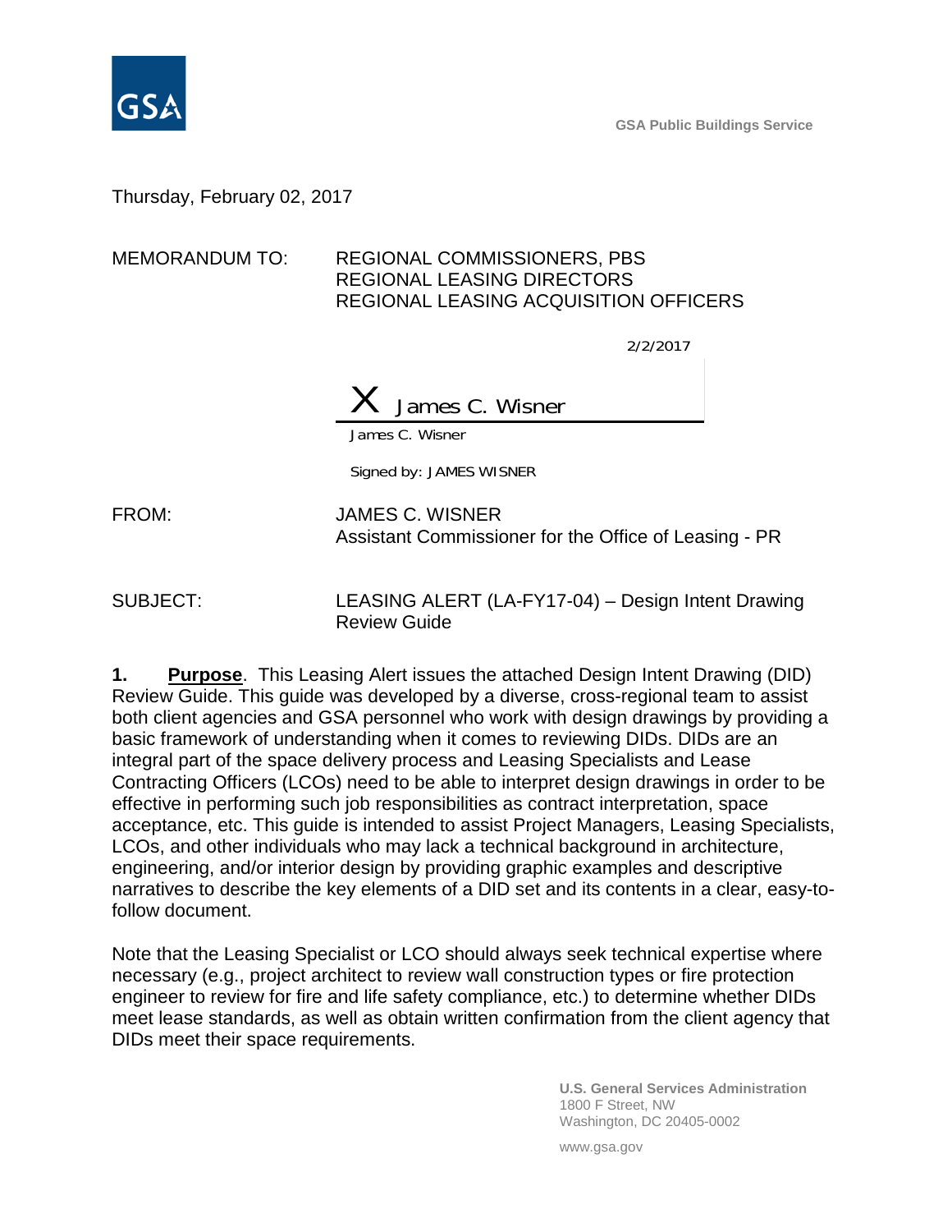GSA Public Buildings Service

Thursday, February 02, 2017

MEMORANDUM TO: REGIONAL COMMISSIONERS, PBS
REGIONAL LEASING DIRECTORS
REGIONAL LEASING ACQUISITION OFFICERS

2/2/2017

X James C. Wisner

James C. Wisner

Signed by: JAMES WISNER

FROM: JAMES C. WISNER
Assistant Commissioner for the Office of Leasing - PR

SUBJECT: LEASING ALERT (LA-FY17-04) – Design Intent Drawing Review Guide

**1. Purpose**. This Leasing Alert issues the attached Design Intent Drawing (DID) Review Guide. This guide was developed by a diverse, cross-regional team to assist both client agencies and GSA personnel who work with design drawings by providing a basic framework of understanding when it comes to reviewing DIDs. DIDs are an integral part of the space delivery process and Leasing Specialists and Lease Contracting Officers (LCOs) need to be able to interpret design drawings in order to be effective in performing such job responsibilities as contract interpretation, space acceptance, etc. This guide is intended to assist Project Managers, Leasing Specialists, LCOs, and other individuals who may lack a technical background in architecture, engineering, and/or interior design by providing graphic examples and descriptive narratives to describe the key elements of a DID set and its contents in a clear, easy-to-follow document.

Note that the Leasing Specialist or LCO should always seek technical expertise where necessary (e.g., project architect to review wall construction types or fire protection engineer to review for fire and life safety compliance, etc.) to determine whether DIDs meet lease standards, as well as obtain written confirmation from the client agency that DIDs meet their space requirements.

U.S. General Services Administration
1800 F Street, NW
Washington, DC 20405-0002

www.gsa.gov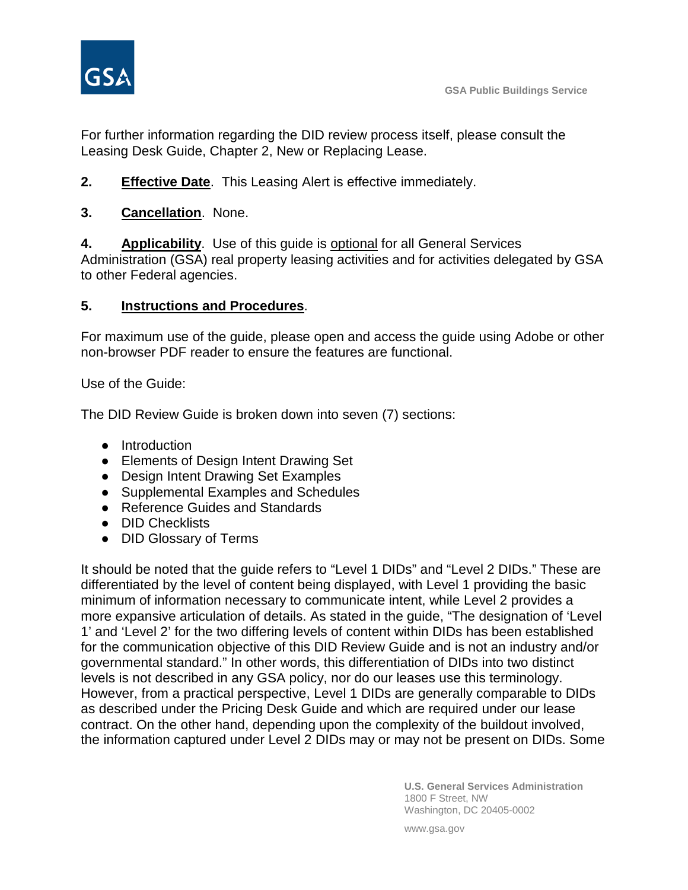For further information regarding the DID review process itself, please consult the Leasing Desk Guide, Chapter 2, New or Replacing Lease.

**2.** **Effective Date**. This Leasing Alert is effective immediately.

**3.** **Cancellation**. None.

**4.** **Applicability**. Use of this guide is optional for all General Services Administration (GSA) real property leasing activities and for activities delegated by GSA to other Federal agencies.

**5.** **Instructions and Procedures**.

For maximum use of the guide, please open and access the guide using Adobe or other non-browser PDF reader to ensure the features are functional.

Use of the Guide:

The DID Review Guide is broken down into seven (7) sections:

- Introduction
- Elements of Design Intent Drawing Set
- Design Intent Drawing Set Examples
- Supplemental Examples and Schedules
- Reference Guides and Standards
- DID Checklists
- DID Glossary of Terms

It should be noted that the guide refers to "Level 1 DIDs" and "Level 2 DIDs." These are differentiated by the level of content being displayed, with Level 1 providing the basic minimum of information necessary to communicate intent, while Level 2 provides a more expansive articulation of details. As stated in the guide, "The designation of 'Level 1' and 'Level 2' for the two differing levels of content within DIDs has been established for the communication objective of this DID Review Guide and is not an industry and/or governmental standard." In other words, this differentiation of DIDs into two distinct levels is not described in any GSA policy, nor do our leases use this terminology. However, from a practical perspective, Level 1 DIDs are generally comparable to DIDs as described under the Pricing Desk Guide and which are required under our lease contract. On the other hand, depending upon the complexity of the buildout involved, the information captured under Level 2 DIDs may or may not be present on DIDs. Some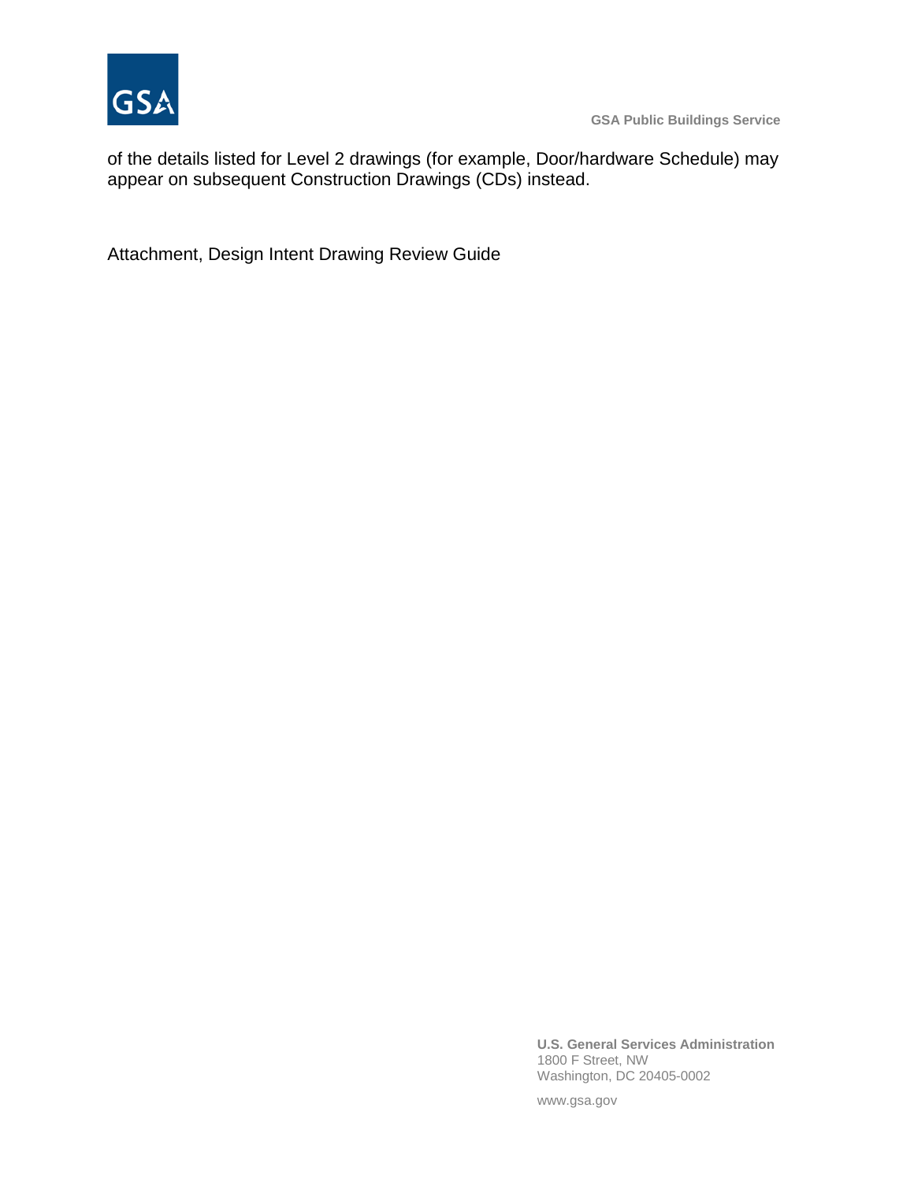of the details listed for Level 2 drawings (for example, Door/hardware Schedule) may appear on subsequent Construction Drawings (CDs) instead.

Attachment, Design Intent Drawing Review Guide

**U.S. General Services Administration**
1800 F Street, NW
Washington, DC 20405-0002

www.gsa.gov